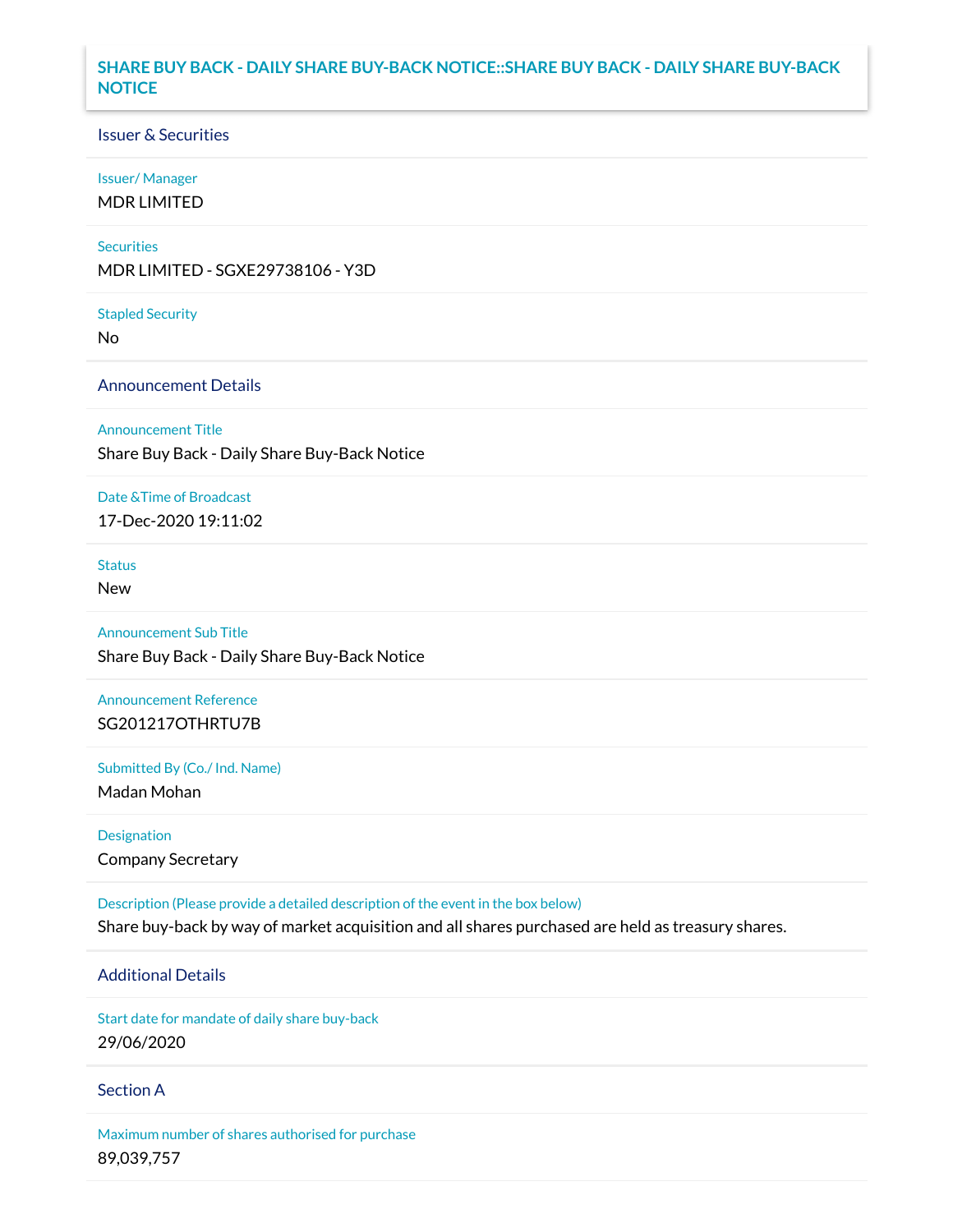# SHARE BUY BACK - DAILY SHARE BUY-BACK NOTICE::SHARE BUY BACK - DAILY SHARE BUY-BACK NOTICE

## Issuer & Securities

**Issuer/ Manager**

MDR LIMITED

**Securities**

MDR LIMITED - SGXE29738106 - Y3D

**Stapled Security**

No

## Announcement Details

**Announcement Title**

Share Buy Back - Daily Share Buy-Back Notice

**Date &Time of Broadcast**

17-Dec-2020 19:11:02

**Status**

New

**Announcement Sub Title**

Share Buy Back - Daily Share Buy-Back Notice

**Announcement Reference**

SG201217OTHRTU7B

**Submitted By (Co./ Ind. Name)**

Madan Mohan

**Designation**

Company Secretary

**Description (Please provide a detailed description of the event in the box below)**

Share buy-back by way of market acquisition and all shares purchased are held as treasury shares.

## Additional Details

**Start date for mandate of daily share buy-back**

29/06/2020

## Section A

**Maximum number of shares authorised for purchase**

89,039,757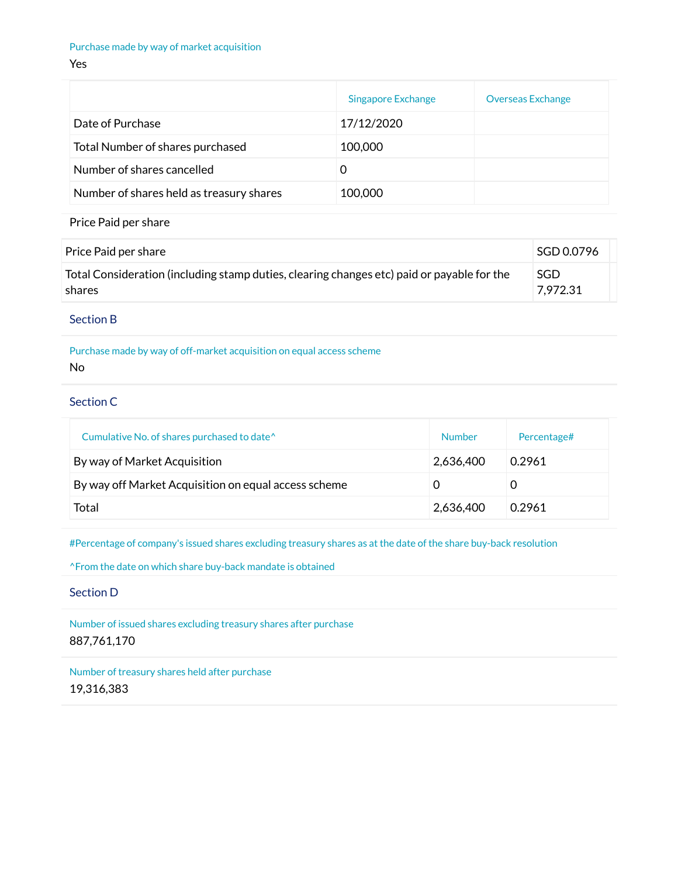Purchase made by way of market acquisition

Yes

| | Singapore Exchange | Overseas Exchange |
|---|---|---|
| Date of Purchase | 17/12/2020 | |
| Total Number of shares purchased | 100,000 | |
| Number of shares cancelled | 0 | |
| Number of shares held as treasury shares | 100,000 | |

Price Paid per share

| | |
|---|---|
| Price Paid per share | SGD 0.0796 |
| Total Consideration (including stamp duties, clearing changes etc) paid or payable for the shares | SGD 7,972.31 |

## Section B

Purchase made by way of off-market acquisition on equal access scheme

No

## Section C

| Cumulative No. of shares purchased to date^ | Number | Percentage# |
|---|---|---|
| By way of Market Acquisition | 2,636,400 | 0.2961 |
| By way off Market Acquisition on equal access scheme | 0 | 0 |
| Total | 2,636,400 | 0.2961 |

#Percentage of company's issued shares excluding treasury shares as at the date of the share buy-back resolution

^From the date on which share buy-back mandate is obtained

## Section D

Number of issued shares excluding treasury shares after purchase

887,761,170

Number of treasury shares held after purchase

19,316,383